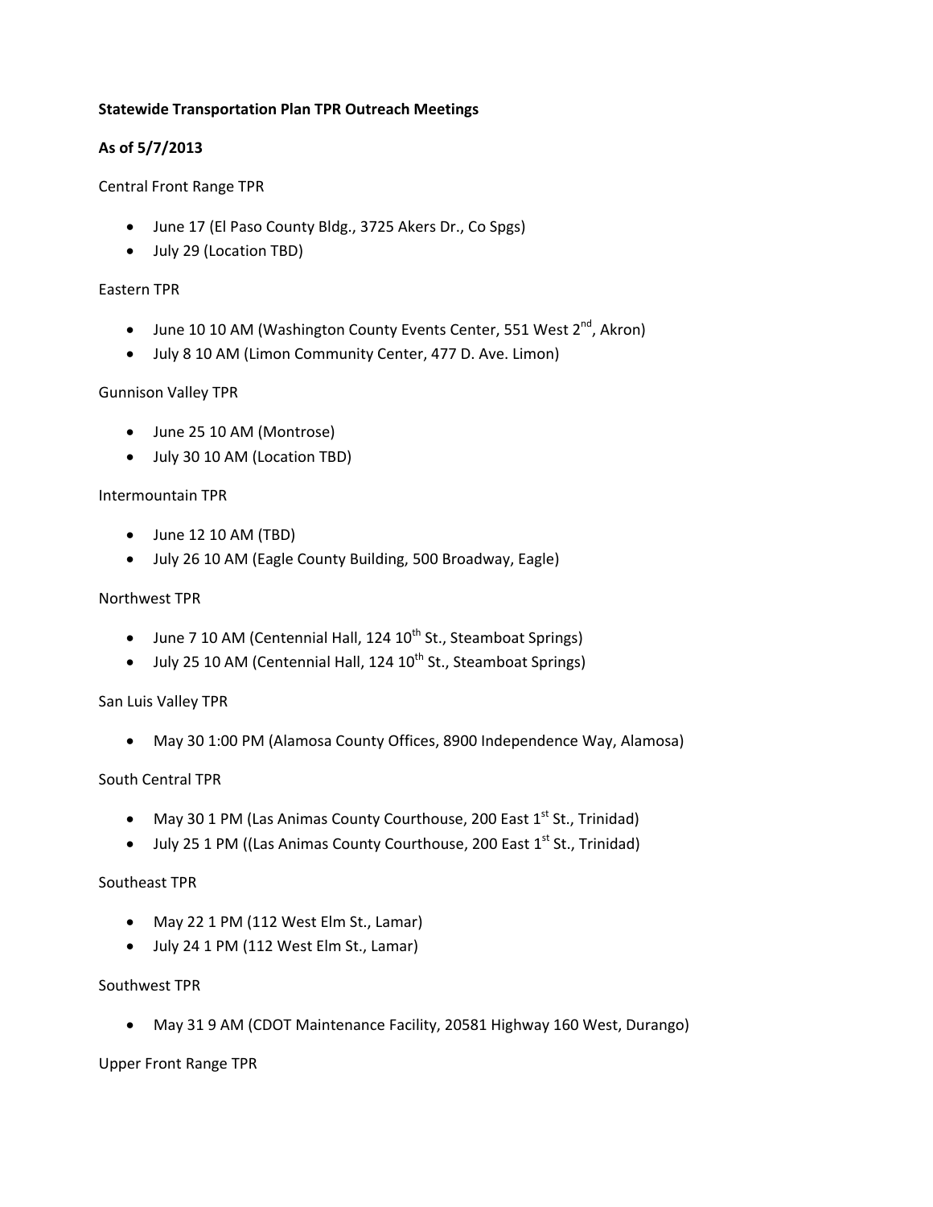**Statewide Transportation Plan TPR Outreach Meetings**

**As of 5/7/2013**

Central Front Range TPR

- June 17 (El Paso County Bldg., 3725 Akers Dr., Co Spgs)
- July 29 (Location TBD)

Eastern TPR

- June 10 10 AM (Washington County Events Center, 551 West 2nd, Akron)
- July 8 10 AM (Limon Community Center, 477 D. Ave. Limon)

Gunnison Valley TPR

- June 25 10 AM (Montrose)
- July 30 10 AM (Location TBD)

Intermountain TPR

- June 12 10 AM (TBD)
- July 26 10 AM (Eagle County Building, 500 Broadway, Eagle)

Northwest TPR

- June 7 10 AM (Centennial Hall, 124 10th St., Steamboat Springs)
- July 25 10 AM (Centennial Hall, 124 10th St., Steamboat Springs)

San Luis Valley TPR

- May 30 1:00 PM (Alamosa County Offices, 8900 Independence Way, Alamosa)

South Central TPR

- May 30 1 PM (Las Animas County Courthouse, 200 East 1st St., Trinidad)
- July 25 1 PM ((Las Animas County Courthouse, 200 East 1st St., Trinidad)

Southeast TPR

- May 22 1 PM (112 West Elm St., Lamar)
- July 24 1 PM (112 West Elm St., Lamar)

Southwest TPR

- May 31 9 AM (CDOT Maintenance Facility, 20581 Highway 160 West, Durango)

Upper Front Range TPR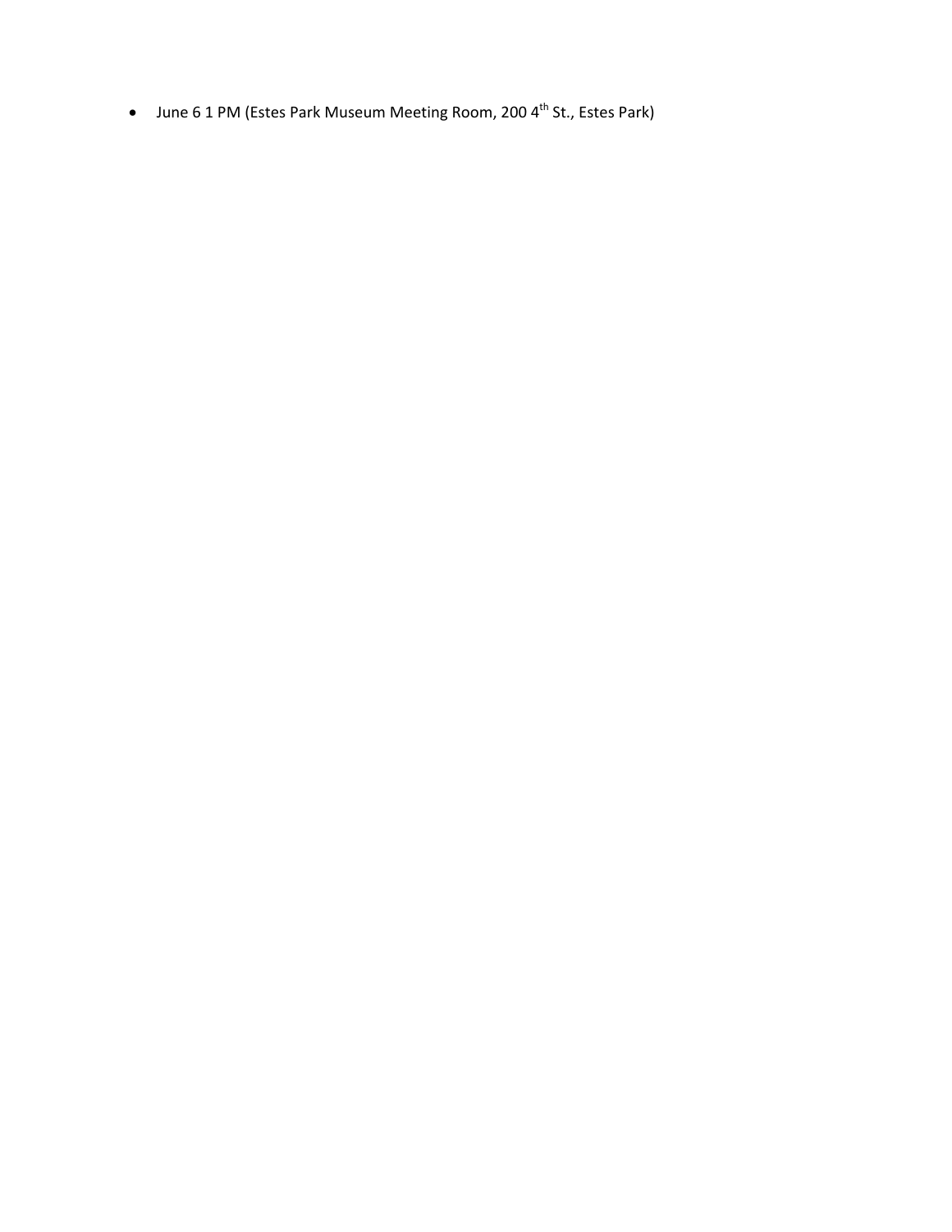- June 6 1 PM (Estes Park Museum Meeting Room, 200 4th St., Estes Park)